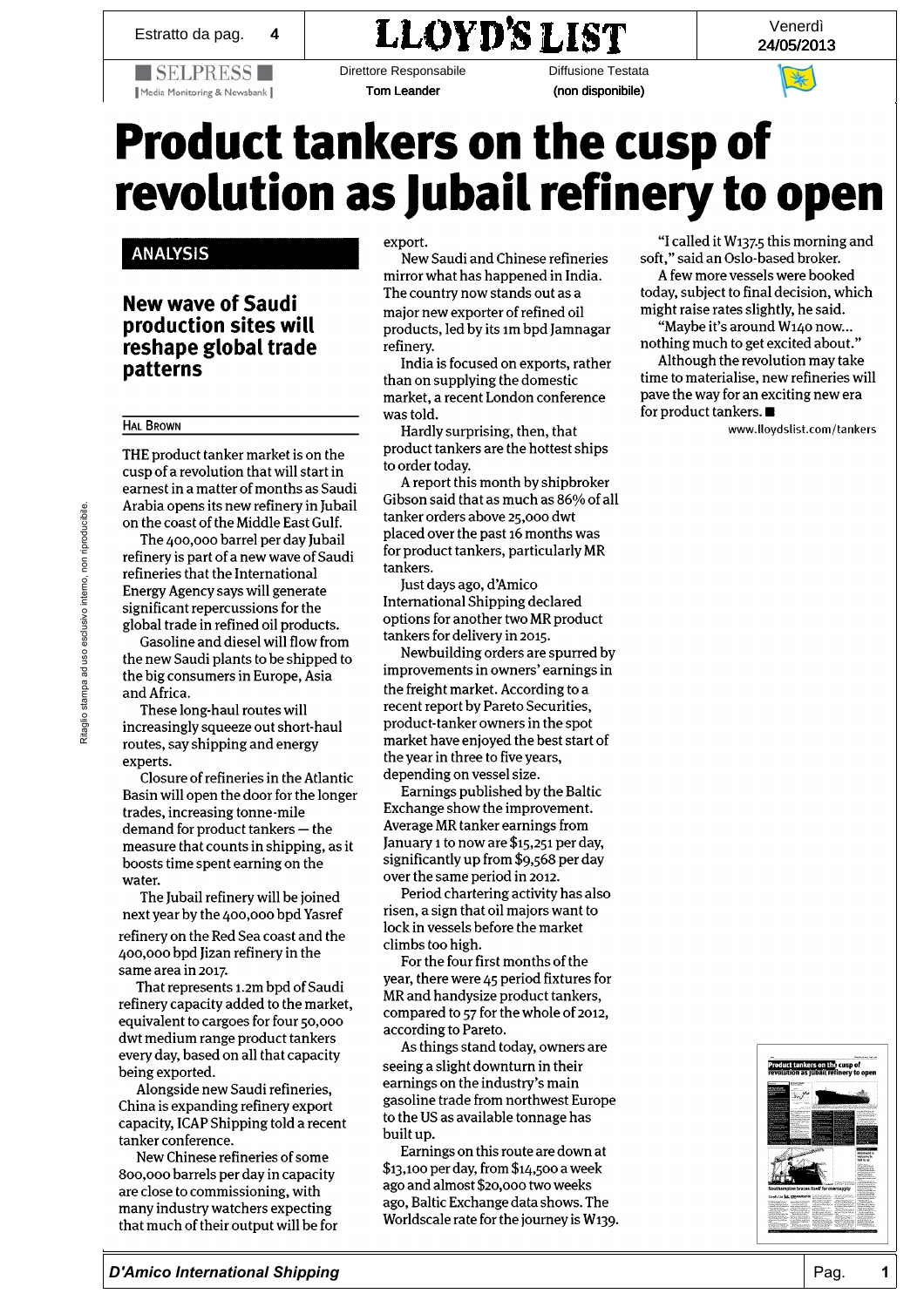# Product tankers on the cusp of revolution as Jubail refinery to open

ANALYSIS

## New wave of Saudi production sites will reshape global trade patterns

HAL BROWN

THE product tanker market is on the cusp of a revolution that will start in earnest in a matter of months as Saudi Arabia opens its new refinery in Jubail on the coast of the Middle East Gulf.

The 400,000 barrel per day Jubail refinery is part of a new wave of Saudi refineries that the International Energy Agency says will generate significant repercussions for the global trade in refined oil products.

Gasoline and diesel will flow from the new Saudi plants to be shipped to the big consumers in Europe, Asia and Africa.

These long-haul routes will increasingly squeeze out short-haul routes, say shipping and energy experts.

Closure of refineries in the Atlantic Basin will open the door for the longer trades, increasing tonne-mile demand for product tankers — the measure that counts in shipping, as it boosts time spent earning on the water.

The Jubail refinery will be joined next year by the 400,000 bpd Yasref refinery on the Red Sea coast and the 400,000 bpd Jizan refinery in the same area in 2017.

That represents 1.2m bpd of Saudi refinery capacity added to the market, equivalent to cargoes for four 50,000 dwt medium range product tankers every day, based on all that capacity being exported.

Alongside new Saudi refineries, China is expanding refinery export capacity, ICAP Shipping told a recent tanker conference.

New Chinese refineries of some 800,000 barrels per day in capacity are close to commissioning, with many industry watchers expecting that much of their output will be for export.

New Saudi and Chinese refineries mirror what has happened in India. The country now stands out as a major new exporter of refined oil products, led by its 1m bpd Jamnagar refinery.

India is focused on exports, rather than on supplying the domestic market, a recent London conference was told.

Hardly surprising, then, that product tankers are the hottest ships to order today.

A report this month by shipbroker Gibson said that as much as 86% of all tanker orders above 25,000 dwt placed over the past 16 months was for product tankers, particularly MR tankers.

Just days ago, d'Amico International Shipping declared options for another two MR product tankers for delivery in 2015.

Newbuilding orders are spurred by improvements in owners' earnings in the freight market. According to a recent report by Pareto Securities, product-tanker owners in the spot market have enjoyed the best start of the year in three to five years, depending on vessel size.

Earnings published by the Baltic Exchange show the improvement. Average MR tanker earnings from January 1 to now are $15,251 per day, significantly up from $9,568 per day over the same period in 2012.

Period chartering activity has also risen, a sign that oil majors want to lock in vessels before the market climbs too high.

For the four first months of the year, there were 45 period fixtures for MR and handysize product tankers, compared to 57 for the whole of 2012, according to Pareto.

As things stand today, owners are seeing a slight downturn in their earnings on the industry's main gasoline trade from northwest Europe to the US as available tonnage has built up.

Earnings on this route are down at $13,100 per day, from $14,500 a week ago and almost $20,000 two weeks ago, Baltic Exchange data shows. The Worldscale rate for the journey is W139.

"I called it W137.5 this morning and soft," said an Oslo-based broker.

A few more vessels were booked today, subject to final decision, which might raise rates slightly, he said.

"Maybe it's around W140 now... nothing much to get excited about."

Although the revolution may take time to materialise, new refineries will pave the way for an exciting new era for product tankers. ■

www.lloydslist.com/tankers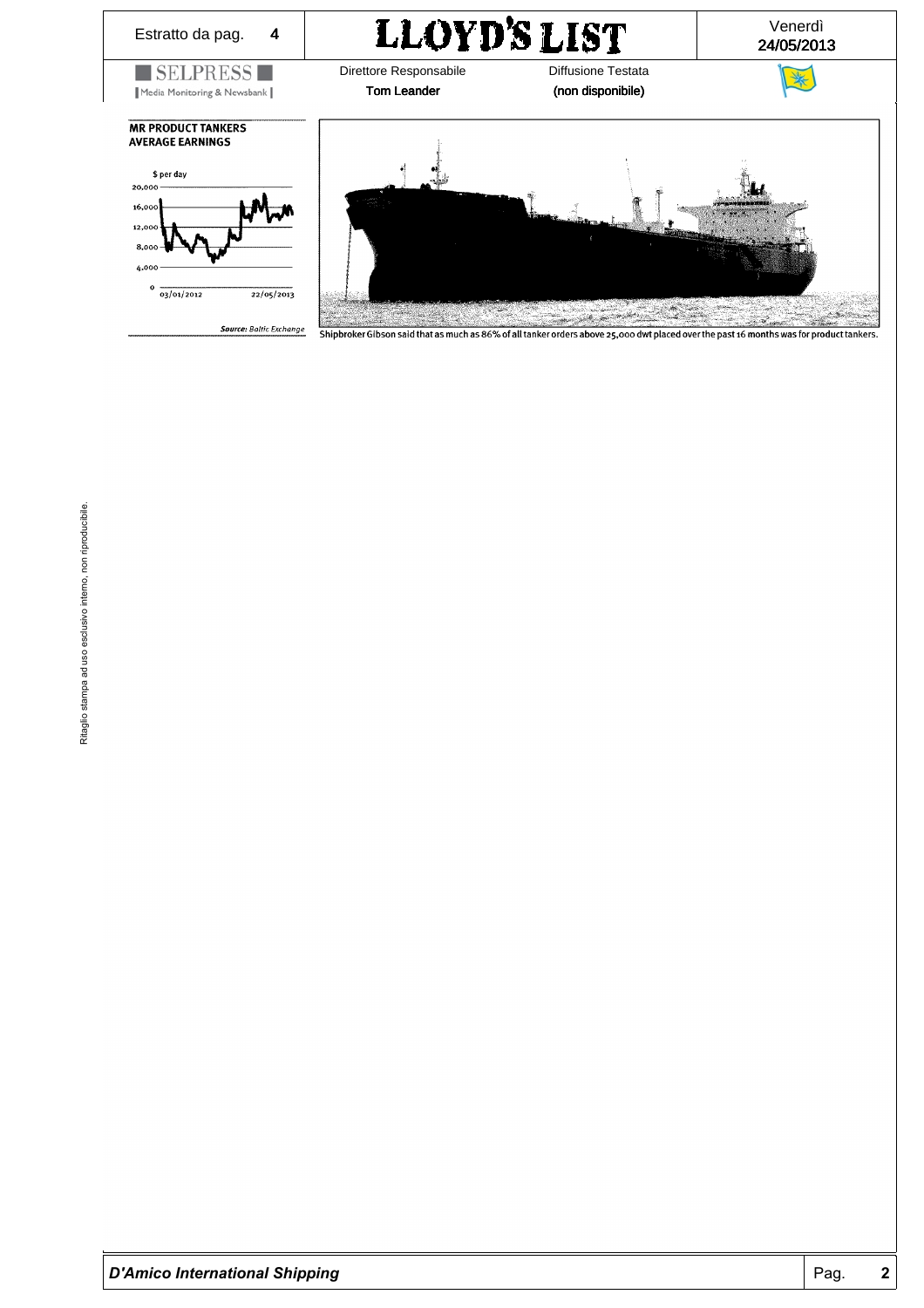**MR PRODUCT TANKERS AVERAGE EARNINGS**

$ per day

20,000
16,000
12,000
8,000
4,000
0
03/01/2012
22/05/2013

*Source: Baltic Exchange*

Shipbroker Gibson said that as much as 86% of all tanker orders above 25,000 dwt placed over the past 16 months was for product tankers.